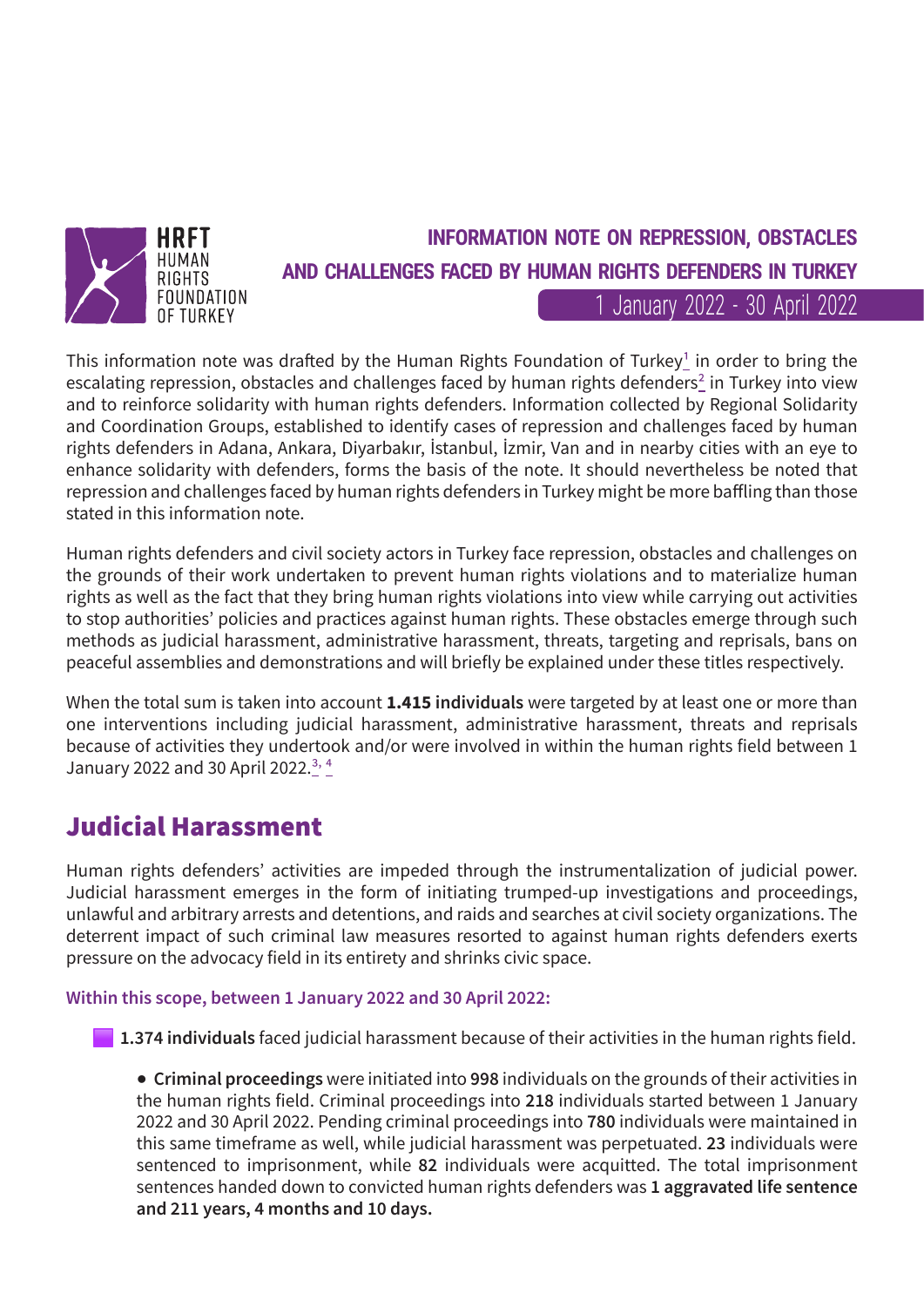HRFT
HUMAN RIGHTS FOUNDATION OF TURKEY

# INFORMATION NOTE ON REPRESSION, OBSTACLES AND CHALLENGES FACED BY HUMAN RIGHTS DEFENDERS IN TURKEY

1 January 2022 - 30 April 2022

This information note was drafted by the Human Rights Foundation of Turkey[1] in order to bring the escalating repression, obstacles and challenges faced by human rights defenders[2] in Turkey into view and to reinforce solidarity with human rights defenders. Information collected by Regional Solidarity and Coordination Groups, established to identify cases of repression and challenges faced by human rights defenders in Adana, Ankara, Diyarbakır, İstanbul, İzmir, Van and in nearby cities with an eye to enhance solidarity with defenders, forms the basis of the note. It should nevertheless be noted that repression and challenges faced by human rights defenders in Turkey might be more baffling than those stated in this information note.

Human rights defenders and civil society actors in Turkey face repression, obstacles and challenges on the grounds of their work undertaken to prevent human rights violations and to materialize human rights as well as the fact that they bring human rights violations into view while carrying out activities to stop authorities' policies and practices against human rights. These obstacles emerge through such methods as judicial harassment, administrative harassment, threats, targeting and reprisals, bans on peaceful assemblies and demonstrations and will briefly be explained under these titles respectively.

When the total sum is taken into account **1.415 individuals** were targeted by at least one or more than one interventions including judicial harassment, administrative harassment, threats and reprisals because of activities they undertook and/or were involved in within the human rights field between 1 January 2022 and 30 April 2022.[3, 4]

## Judicial Harassment

Human rights defenders' activities are impeded through the instrumentalization of judicial power. Judicial harassment emerges in the form of initiating trumped-up investigations and proceedings, unlawful and arbitrary arrests and detentions, and raids and searches at civil society organizations. The deterrent impact of such criminal law measures resorted to against human rights defenders exerts pressure on the advocacy field in its entirety and shrinks civic space.

**Within this scope, between 1 January 2022 and 30 April 2022:**

- **1.374 individuals** faced judicial harassment because of their activities in the human rights field.
    - **Criminal proceedings** were initiated into **998** individuals on the grounds of their activities in the human rights field. Criminal proceedings into **218** individuals started between 1 January 2022 and 30 April 2022. Pending criminal proceedings into **780** individuals were maintained in this same timeframe as well, while judicial harassment was perpetuated. **23** individuals were sentenced to imprisonment, while **82** individuals were acquitted. The total imprisonment sentences handed down to convicted human rights defenders was **1 aggravated life sentence and 211 years, 4 months and 10 days.**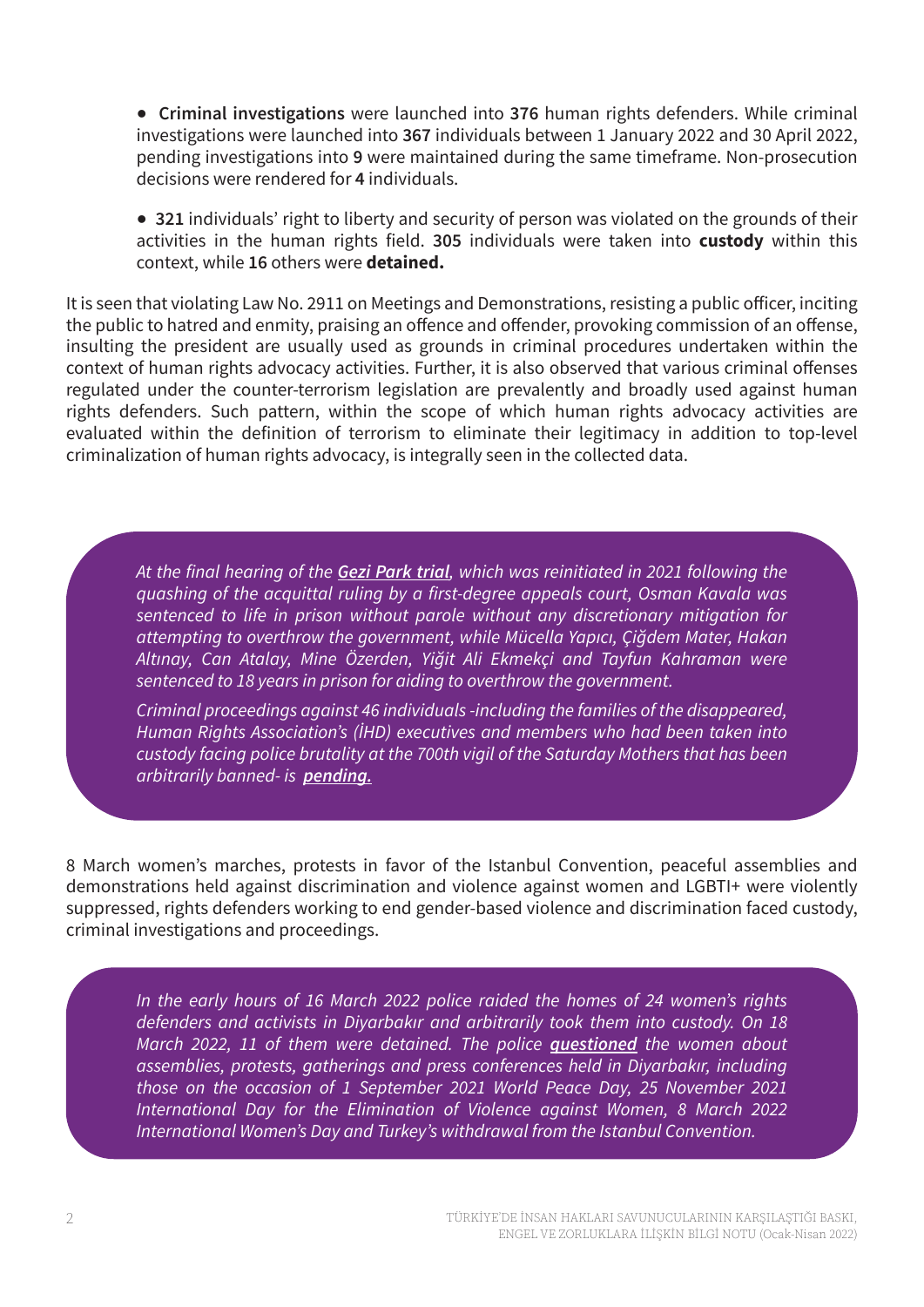- **Criminal investigations** were launched into **376** human rights defenders. While criminal investigations were launched into **367** individuals between 1 January 2022 and 30 April 2022, pending investigations into **9** were maintained during the same timeframe. Non-prosecution decisions were rendered for **4** individuals.

- **321** individuals' right to liberty and security of person was violated on the grounds of their activities in the human rights field. **305** individuals were taken into **custody** within this context, while **16** others were **detained.**

It is seen that violating Law No. 2911 on Meetings and Demonstrations, resisting a public officer, inciting the public to hatred and enmity, praising an offence and offender, provoking commission of an offense, insulting the president are usually used as grounds in criminal procedures undertaken within the context of human rights advocacy activities. Further, it is also observed that various criminal offenses regulated under the counter-terrorism legislation are prevalently and broadly used against human rights defenders. Such pattern, within the scope of which human rights advocacy activities are evaluated within the definition of terrorism to eliminate their legitimacy in addition to top-level criminalization of human rights advocacy, is integrally seen in the collected data.

*At the final hearing of the **Gezi Park trial**, which was reinitiated in 2021 following the quashing of the acquittal ruling by a first-degree appeals court, Osman Kavala was sentenced to life in prison without parole without any discretionary mitigation for attempting to overthrow the government, while Mücella Yapıcı, Çiğdem Mater, Hakan Altınay, Can Atalay, Mine Özerden, Yiğit Ali Ekmekçi and Tayfun Kahraman were sentenced to 18 years in prison for aiding to overthrow the government.*

*Criminal proceedings against 46 individuals -including the families of the disappeared, Human Rights Association's (İHD) executives and members who had been taken into custody facing police brutality at the 700th vigil of the Saturday Mothers that has been arbitrarily banned- is **pending.***

8 March women's marches, protests in favor of the Istanbul Convention, peaceful assemblies and demonstrations held against discrimination and violence against women and LGBTI+ were violently suppressed, rights defenders working to end gender-based violence and discrimination faced custody, criminal investigations and proceedings.

*In the early hours of 16 March 2022 police raided the homes of 24 women's rights defenders and activists in Diyarbakır and arbitrarily took them into custody. On 18 March 2022, 11 of them were detained. The police **questioned** the women about assemblies, protests, gatherings and press conferences held in Diyarbakır, including those on the occasion of 1 September 2021 World Peace Day, 25 November 2021 International Day for the Elimination of Violence against Women, 8 March 2022 International Women's Day and Turkey's withdrawal from the Istanbul Convention.*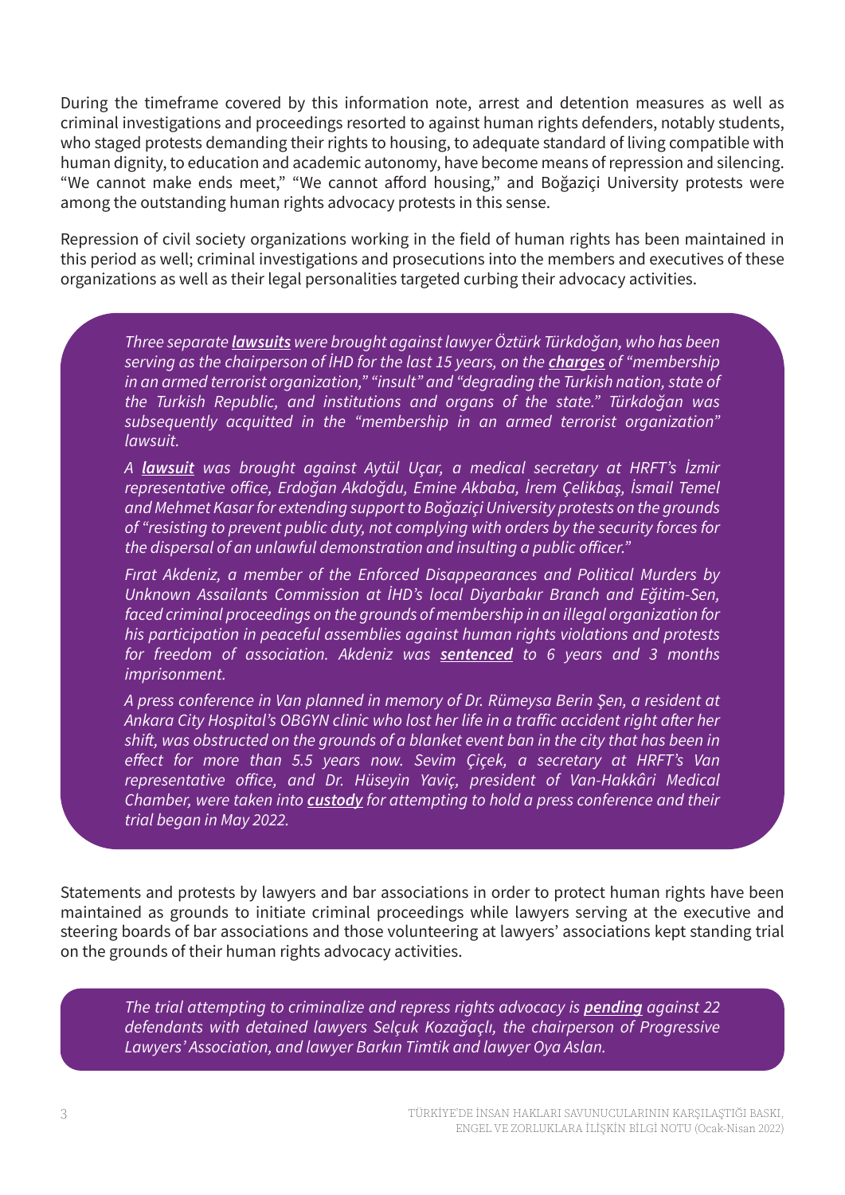During the timeframe covered by this information note, arrest and detention measures as well as criminal investigations and proceedings resorted to against human rights defenders, notably students, who staged protests demanding their rights to housing, to adequate standard of living compatible with human dignity, to education and academic autonomy, have become means of repression and silencing. "We cannot make ends meet," "We cannot afford housing," and Boğaziçi University protests were among the outstanding human rights advocacy protests in this sense.

Repression of civil society organizations working in the field of human rights has been maintained in this period as well; criminal investigations and prosecutions into the members and executives of these organizations as well as their legal personalities targeted curbing their advocacy activities.

> *Three separate **lawsuits** were brought against lawyer Öztürk Türkdoğan, who has been serving as the chairperson of İHD for the last 15 years, on the **charges** of "membership in an armed terrorist organization," "insult" and "degrading the Turkish nation, state of the Turkish Republic, and institutions and organs of the state." Türkdoğan was subsequently acquitted in the "membership in an armed terrorist organization" lawsuit.*
>
> *A **lawsuit** was brought against Aytül Uçar, a medical secretary at HRFT's İzmir representative office, Erdoğan Akdoğdu, Emine Akbaba, İrem Çelikbaş, İsmail Temel and Mehmet Kasar for extending support to Boğaziçi University protests on the grounds of "resisting to prevent public duty, not complying with orders by the security forces for the dispersal of an unlawful demonstration and insulting a public officer."*
>
> *Fırat Akdeniz, a member of the Enforced Disappearances and Political Murders by Unknown Assailants Commission at İHD's local Diyarbakır Branch and Eğitim-Sen, faced criminal proceedings on the grounds of membership in an illegal organization for his participation in peaceful assemblies against human rights violations and protests for freedom of association. Akdeniz was **sentenced** to 6 years and 3 months imprisonment.*
>
> *A press conference in Van planned in memory of Dr. Rümeysa Berin Şen, a resident at Ankara City Hospital's OBGYN clinic who lost her life in a traffic accident right after her shift, was obstructed on the grounds of a blanket event ban in the city that has been in effect for more than 5.5 years now. Sevim Çiçek, a secretary at HRFT's Van representative office, and Dr. Hüseyin Yaviç, president of Van-Hakkâri Medical Chamber, were taken into **custody** for attempting to hold a press conference and their trial began in May 2022.*

Statements and protests by lawyers and bar associations in order to protect human rights have been maintained as grounds to initiate criminal proceedings while lawyers serving at the executive and steering boards of bar associations and those volunteering at lawyers' associations kept standing trial on the grounds of their human rights advocacy activities.

> *The trial attempting to criminalize and repress rights advocacy is **pending** against 22 defendants with detained lawyers Selçuk Kozağaçlı, the chairperson of Progressive Lawyers' Association, and lawyer Barkın Timtik and lawyer Oya Aslan.*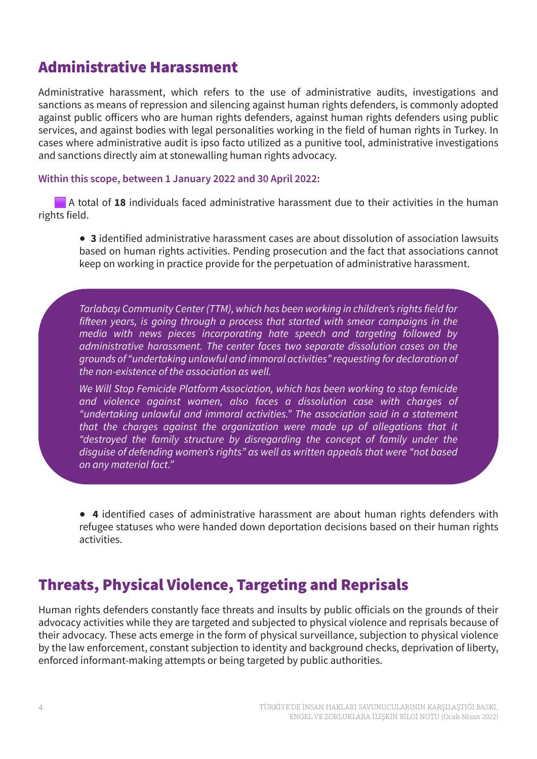## Administrative Harassment

Administrative harassment, which refers to the use of administrative audits, investigations and sanctions as means of repression and silencing against human rights defenders, is commonly adopted against public officers who are human rights defenders, against human rights defenders using public services, and against bodies with legal personalities working in the field of human rights in Turkey. In cases where administrative audit is ipso facto utilized as a punitive tool, administrative investigations and sanctions directly aim at stonewalling human rights advocacy.

**Within this scope, between 1 January 2022 and 30 April 2022:**

- A total of **18** individuals faced administrative harassment due to their activities in the human rights field.

  - **3** identified administrative harassment cases are about dissolution of association lawsuits based on human rights activities. Pending prosecution and the fact that associations cannot keep on working in practice provide for the perpetuation of administrative harassment.

*Tarlabaşı Community Center (TTM), which has been working in children's rights field for fifteen years, is going through a process that started with smear campaigns in the media with news pieces incorporating hate speech and targeting followed by administrative harassment. The center faces two separate dissolution cases on the grounds of "undertaking unlawful and immoral activities" requesting for declaration of the non-existence of the association as well.*

*We Will Stop Femicide Platform Association, which has been working to stop femicide and violence against women, also faces a dissolution case with charges of "undertaking unlawful and immoral activities." The association said in a statement that the charges against the organization were made up of allegations that it "destroyed the family structure by disregarding the concept of family under the disguise of defending women's rights" as well as written appeals that were "not based on any material fact."*

  - **4** identified cases of administrative harassment are about human rights defenders with refugee statuses who were handed down deportation decisions based on their human rights activities.

## Threats, Physical Violence, Targeting and Reprisals

Human rights defenders constantly face threats and insults by public officials on the grounds of their advocacy activities while they are targeted and subjected to physical violence and reprisals because of their advocacy. These acts emerge in the form of physical surveillance, subjection to physical violence by the law enforcement, constant subjection to identity and background checks, deprivation of liberty, enforced informant-making attempts or being targeted by public authorities.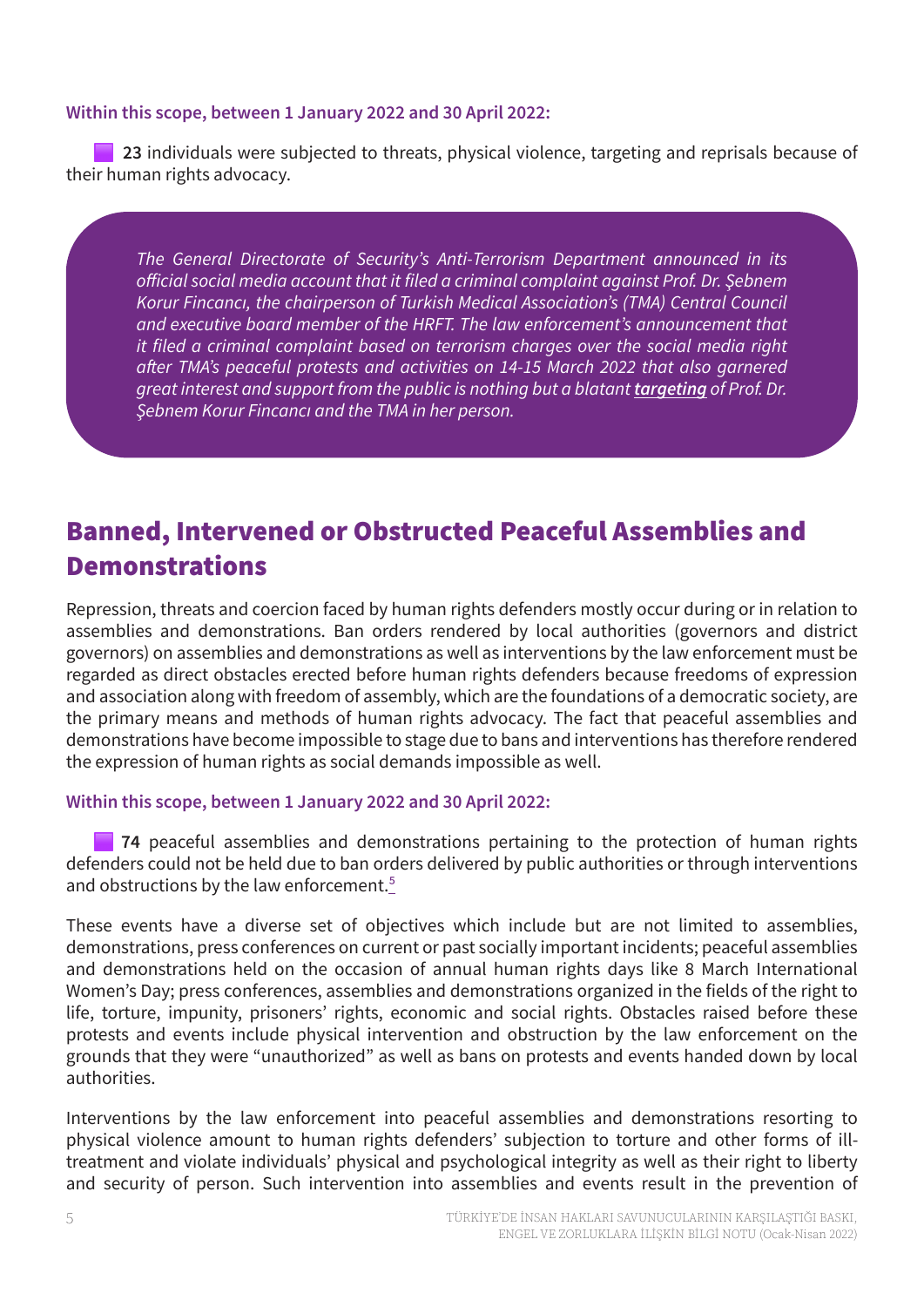**Within this scope, between 1 January 2022 and 30 April 2022:**

- **23** individuals were subjected to threats, physical violence, targeting and reprisals because of their human rights advocacy.

> *The General Directorate of Security's Anti-Terrorism Department announced in its official social media account that it filed a criminal complaint against Prof. Dr. Şebnem Korur Fincancı, the chairperson of Turkish Medical Association's (TMA) Central Council and executive board member of the HRFT. The law enforcement's announcement that it filed a criminal complaint based on terrorism charges over the social media right after TMA's peaceful protests and activities on 14-15 March 2022 that also garnered great interest and support from the public is nothing but a blatant* ***targeting*** *of Prof. Dr. Şebnem Korur Fincancı and the TMA in her person.*

## Banned, Intervened or Obstructed Peaceful Assemblies and Demonstrations

Repression, threats and coercion faced by human rights defenders mostly occur during or in relation to assemblies and demonstrations. Ban orders rendered by local authorities (governors and district governors) on assemblies and demonstrations as well as interventions by the law enforcement must be regarded as direct obstacles erected before human rights defenders because freedoms of expression and association along with freedom of assembly, which are the foundations of a democratic society, are the primary means and methods of human rights advocacy. The fact that peaceful assemblies and demonstrations have become impossible to stage due to bans and interventions has therefore rendered the expression of human rights as social demands impossible as well.

**Within this scope, between 1 January 2022 and 30 April 2022:**

- **74** peaceful assemblies and demonstrations pertaining to the protection of human rights defenders could not be held due to ban orders delivered by public authorities or through interventions and obstructions by the law enforcement.[5]

These events have a diverse set of objectives which include but are not limited to assemblies, demonstrations, press conferences on current or past socially important incidents; peaceful assemblies and demonstrations held on the occasion of annual human rights days like 8 March International Women's Day; press conferences, assemblies and demonstrations organized in the fields of the right to life, torture, impunity, prisoners' rights, economic and social rights. Obstacles raised before these protests and events include physical intervention and obstruction by the law enforcement on the grounds that they were "unauthorized" as well as bans on protests and events handed down by local authorities.

Interventions by the law enforcement into peaceful assemblies and demonstrations resorting to physical violence amount to human rights defenders' subjection to torture and other forms of ill-treatment and violate individuals' physical and psychological integrity as well as their right to liberty and security of person. Such intervention into assemblies and events result in the prevention of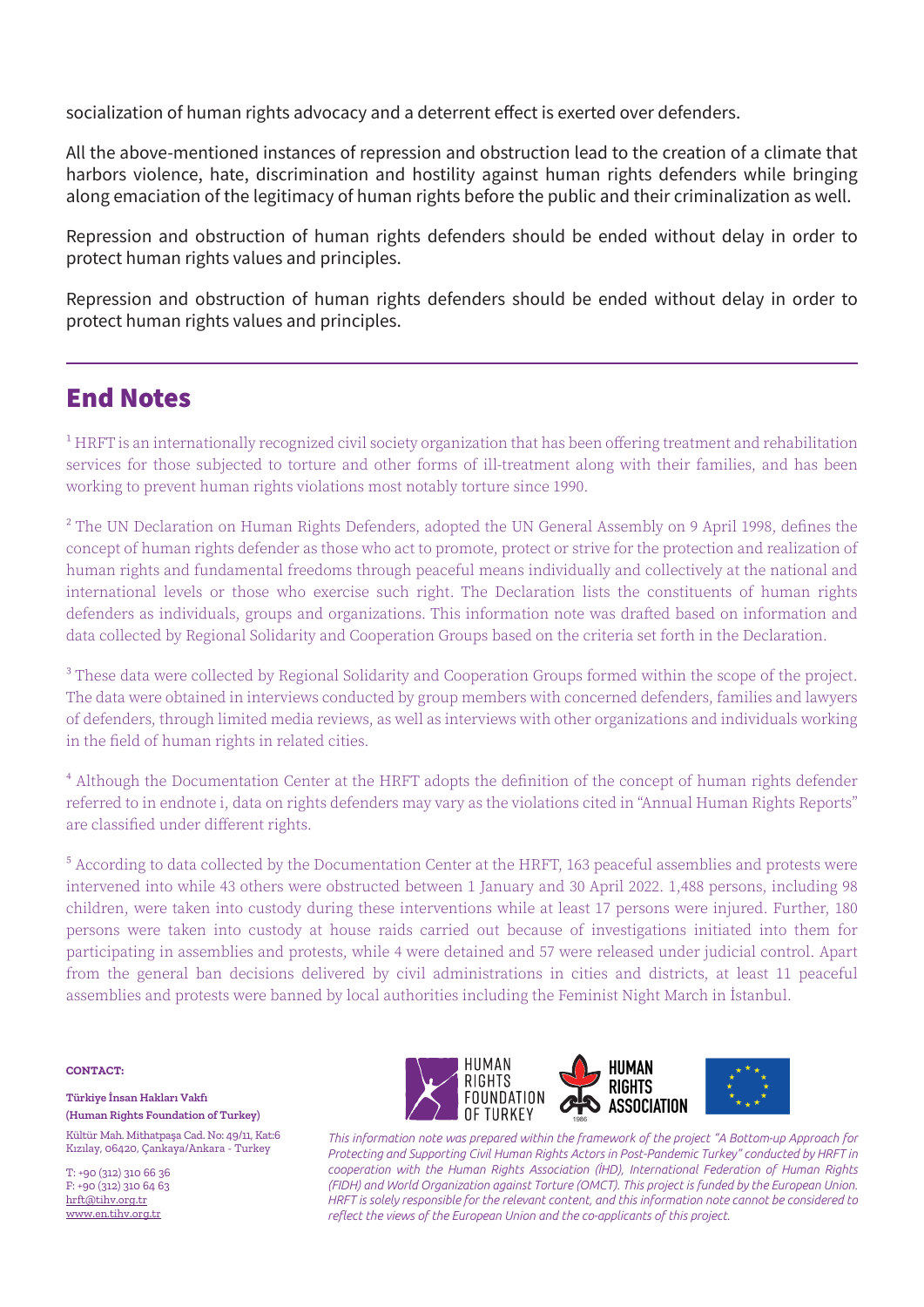socialization of human rights advocacy and a deterrent effect is exerted over defenders.

All the above-mentioned instances of repression and obstruction lead to the creation of a climate that harbors violence, hate, discrimination and hostility against human rights defenders while bringing along emaciation of the legitimacy of human rights before the public and their criminalization as well.

Repression and obstruction of human rights defenders should be ended without delay in order to protect human rights values and principles.

Repression and obstruction of human rights defenders should be ended without delay in order to protect human rights values and principles.

## End Notes

[1] HRFT is an internationally recognized civil society organization that has been offering treatment and rehabilitation services for those subjected to torture and other forms of ill-treatment along with their families, and has been working to prevent human rights violations most notably torture since 1990.

[2] The UN Declaration on Human Rights Defenders, adopted the UN General Assembly on 9 April 1998, defines the concept of human rights defender as those who act to promote, protect or strive for the protection and realization of human rights and fundamental freedoms through peaceful means individually and collectively at the national and international levels or those who exercise such right. The Declaration lists the constituents of human rights defenders as individuals, groups and organizations. This information note was drafted based on information and data collected by Regional Solidarity and Cooperation Groups based on the criteria set forth in the Declaration.

[3] These data were collected by Regional Solidarity and Cooperation Groups formed within the scope of the project. The data were obtained in interviews conducted by group members with concerned defenders, families and lawyers of defenders, through limited media reviews, as well as interviews with other organizations and individuals working in the field of human rights in related cities.

[4] Although the Documentation Center at the HRFT adopts the definition of the concept of human rights defender referred to in endnote i, data on rights defenders may vary as the violations cited in "Annual Human Rights Reports" are classified under different rights.

[5] According to data collected by the Documentation Center at the HRFT, 163 peaceful assemblies and protests were intervened into while 43 others were obstructed between 1 January and 30 April 2022. 1,488 persons, including 98 children, were taken into custody during these interventions while at least 17 persons were injured. Further, 180 persons were taken into custody at house raids carried out because of investigations initiated into them for participating in assemblies and protests, while 4 were detained and 57 were released under judicial control. Apart from the general ban decisions delivered by civil administrations in cities and districts, at least 11 peaceful assemblies and protests were banned by local authorities including the Feminist Night March in İstanbul.

**CONTACT:**

**Türkiye İnsan Hakları Vakfı**
**(Human Rights Foundation of Turkey)**

Kültür Mah. Mithatpaşa Cad. No: 49/11, Kat:6
Kızılay, 06420, Çankaya/Ankara - Turkey

T: +90 (312) 310 66 36
F: +90 (312) 310 64 63
hrft@tihv.org.tr
www.en.tihv.org.tr

HUMAN RIGHTS FOUNDATION OF TURKEY

HUMAN RIGHTS ASSOCIATION

*This information note was prepared within the framework of the project "A Bottom-up Approach for Protecting and Supporting Civil Human Rights Actors in Post-Pandemic Turkey" conducted by HRFT in cooperation with the Human Rights Association (İHD), International Federation of Human Rights (FIDH) and World Organization against Torture (OMCT). This project is funded by the European Union. HRFT is solely responsible for the relevant content, and this information note cannot be considered to reflect the views of the European Union and the co-applicants of this project.*